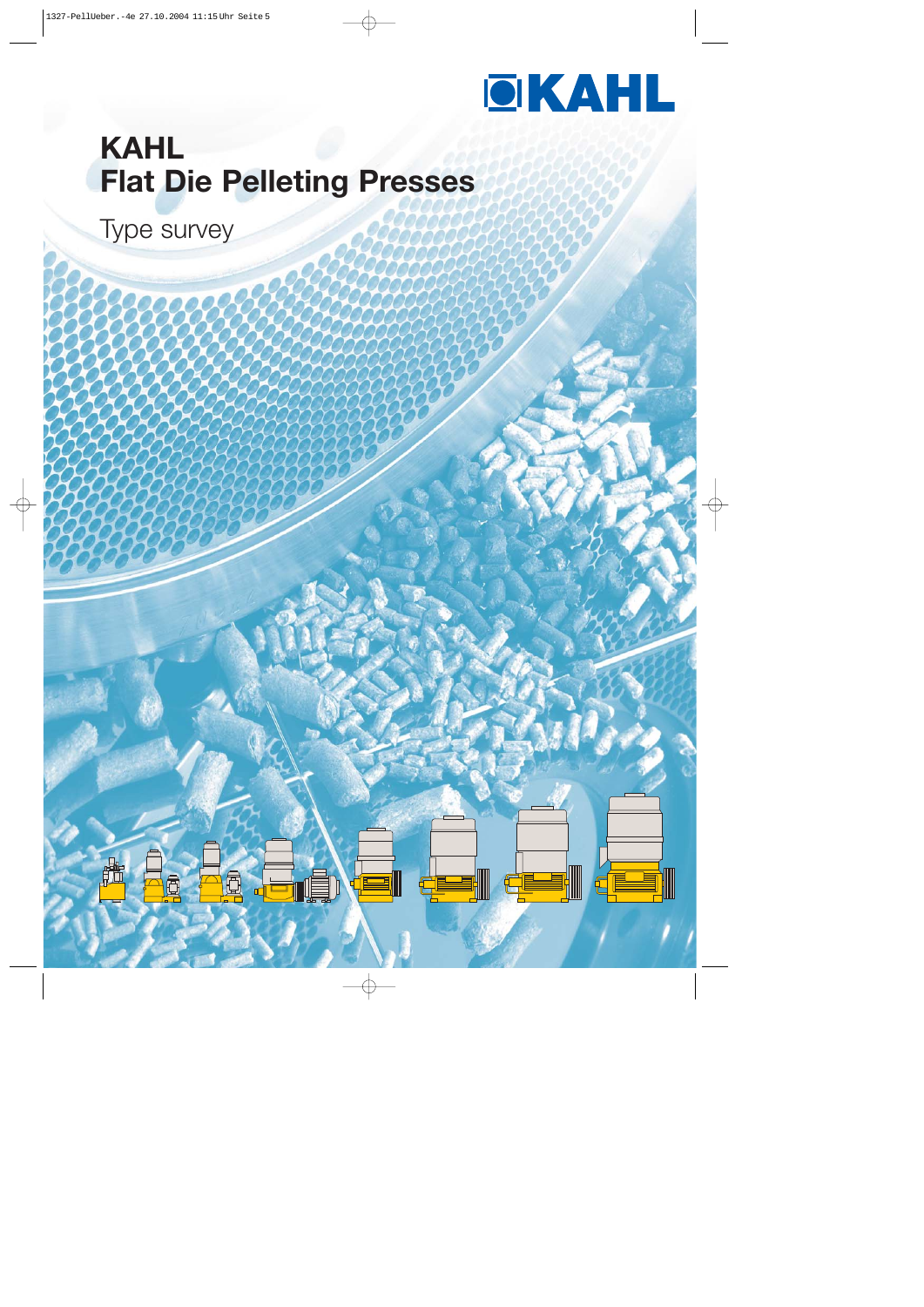KAHL

# KAHL
# Flat Die Pelleting Presses

Type survey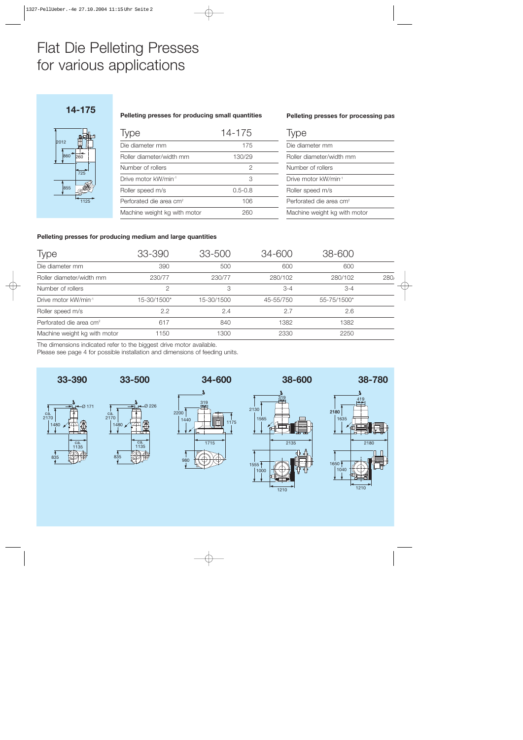# Flat Die Pelleting Presses for various applications

**14-175**

**Pelleting presses for producing small quantities**

| Type | 14-175 |
| --- | --- |
| Die diameter mm | 175 |
| Roller diameter/width mm | 130/29 |
| Number of rollers | 2 |
| Drive motor kW/min⁻¹ | 3 |
| Roller speed m/s | 0.5-0.8 |
| Perforated die area cm² | 106 |
| Machine weight kg with motor | 260 |

**Pelleting presses for processing pas**

| Type |
| --- |
| Die diameter mm |
| Roller diameter/width mm |
| Number of rollers |
| Drive motor kW/min⁻¹ |
| Roller speed m/s |
| Perforated die area cm² |
| Machine weight kg with motor |

**Pelleting presses for producing medium and large quantities**

| Type | 33-390 | 33-500 | 34-600 | 38-600 | |
| --- | --- | --- | --- | --- | --- |
| Die diameter mm | 390 | 500 | 600 | 600 | |
| Roller diameter/width mm | 230/77 | 230/77 | 280/102 | 280/102 | 280/ |
| Number of rollers | 2 | 3 | 3-4 | 3-4 | |
| Drive motor kW/min⁻¹ | 15-30/1500* | 15-30/1500 | 45-55/750 | 55-75/1500* | |
| Roller speed m/s | 2.2 | 2.4 | 2.7 | 2.6 | |
| Perforated die area cm² | 617 | 840 | 1382 | 1382 | |
| Machine weight kg with motor | 1150 | 1300 | 2330 | 2250 | |

The dimensions indicated refer to the biggest drive motor available.
Please see page 4 for possible installation and dimensions of feeding units.

**33-390** **33-500** **34-600** **38-600** **38-780**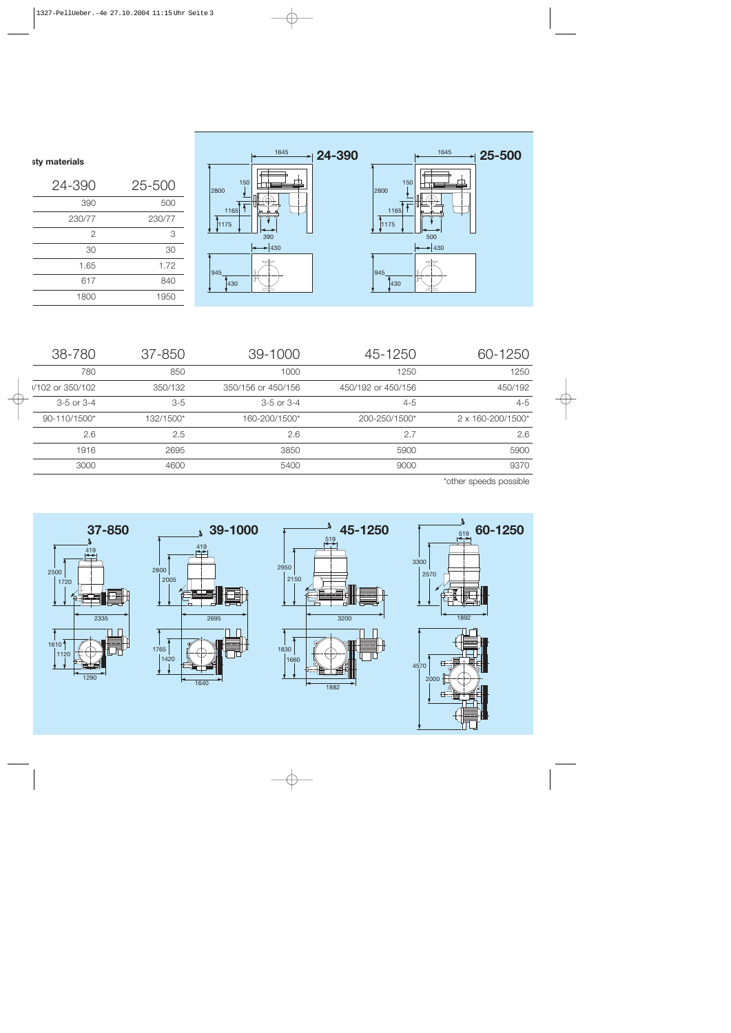**sty materials**

| 24-390 | 25-500 |
| --- | --- |
| 390 | 500 |
| 230/77 | 230/77 |
| 2 | 3 |
| 30 | 30 |
| 1.65 | 1.72 |
| 617 | 840 |
| 1800 | 1950 |

**24-390**

1645, 2800, 150, 1165, 1175, 390, 430, 945, 430

**25-500**

1645, 2800, 150, 1165, 1175, 500, 430, 945, 430

| 38-780 | 37-850 | 39-1000 | 45-1250 | 60-1250 |
| --- | --- | --- | --- | --- |
| 780 | 850 | 1000 | 1250 | 1250 |
| /102 or 350/102 | 350/132 | 350/156 or 450/156 | 450/192 or 450/156 | 450/192 |
| 3-5 or 3-4 | 3-5 | 3-5 or 3-4 | 4-5 | 4-5 |
| 90-110/1500* | 132/1500* | 160-200/1500* | 200-250/1500* | 2 x 160-200/1500* |
| 2.6 | 2.5 | 2.6 | 2.7 | 2.6 |
| 1916 | 2695 | 3850 | 5900 | 5900 |
| 3000 | 4600 | 5400 | 9000 | 9370 |

*other speeds possible

**37-850**

419, 2500, 1720, 2335, 1610, 1120, 1290

**39-1000**

419, 2800, 2005, 2695, 1765, 1420, 1640

**45-1250**

519, 2950, 2150, 3200, 1830, 1660, 1882

**60-1250**

519, 3300, 2570, 1892, 4570, 2000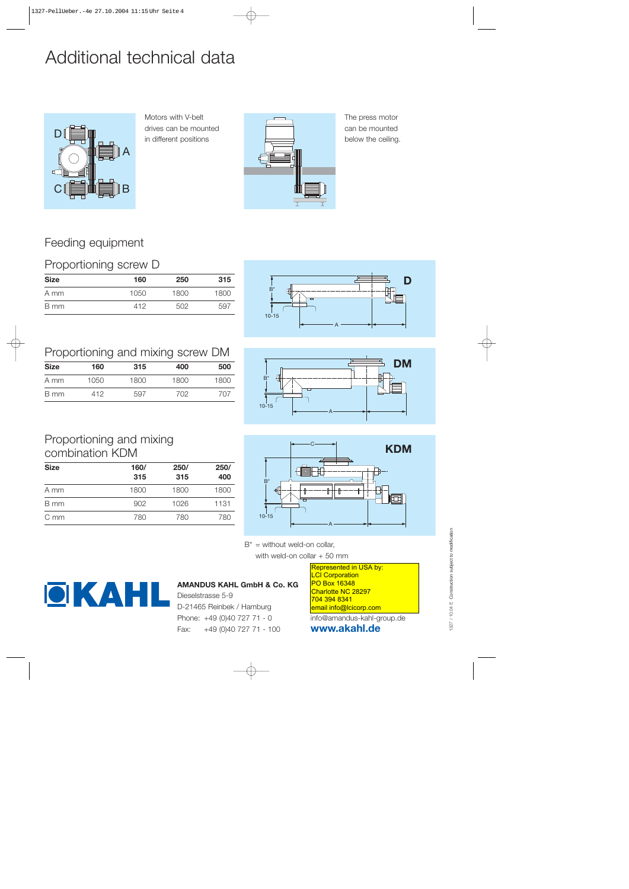# Additional technical data

Motors with V-belt drives can be mounted in different positions

The press motor can be mounted below the ceiling.

## Feeding equipment

### Proportioning screw D

| Size | 160 | 250 | 315 |
|---|---|---|---|
| A mm | 1050 | 1800 | 1800 |
| B mm | 412 | 502 | 597 |

### Proportioning and mixing screw DM

| Size | 160 | 315 | 400 | 500 |
|---|---|---|---|---|
| A mm | 1050 | 1800 | 1800 | 1800 |
| B mm | 412 | 597 | 702 | 707 |

### Proportioning and mixing combination KDM

| Size | 160/ 315 | 250/ 315 | 250/ 400 |
|---|---|---|---|
| A mm | 1800 | 1800 | 1800 |
| B mm | 902 | 1026 | 1131 |
| C mm | 780 | 780 | 780 |

B* = without weld-on collar, with weld-on collar + 50 mm

**AMANDUS KAHL GmbH & Co. KG**
Dieselstrasse 5-9
D-21465 Reinbek / Hamburg
Phone: +49 (0)40 727 71 - 0
Fax: +49 (0)40 727 71 - 100

Represented in USA by:
LCI Corporation
PO Box 16348
Charlotte NC 28297
704 394 8341
email info@lcicorp.com

info@amandus-kahl-group.de
**www.akahl.de**

1327 / 10.04 E Construction subject to modification